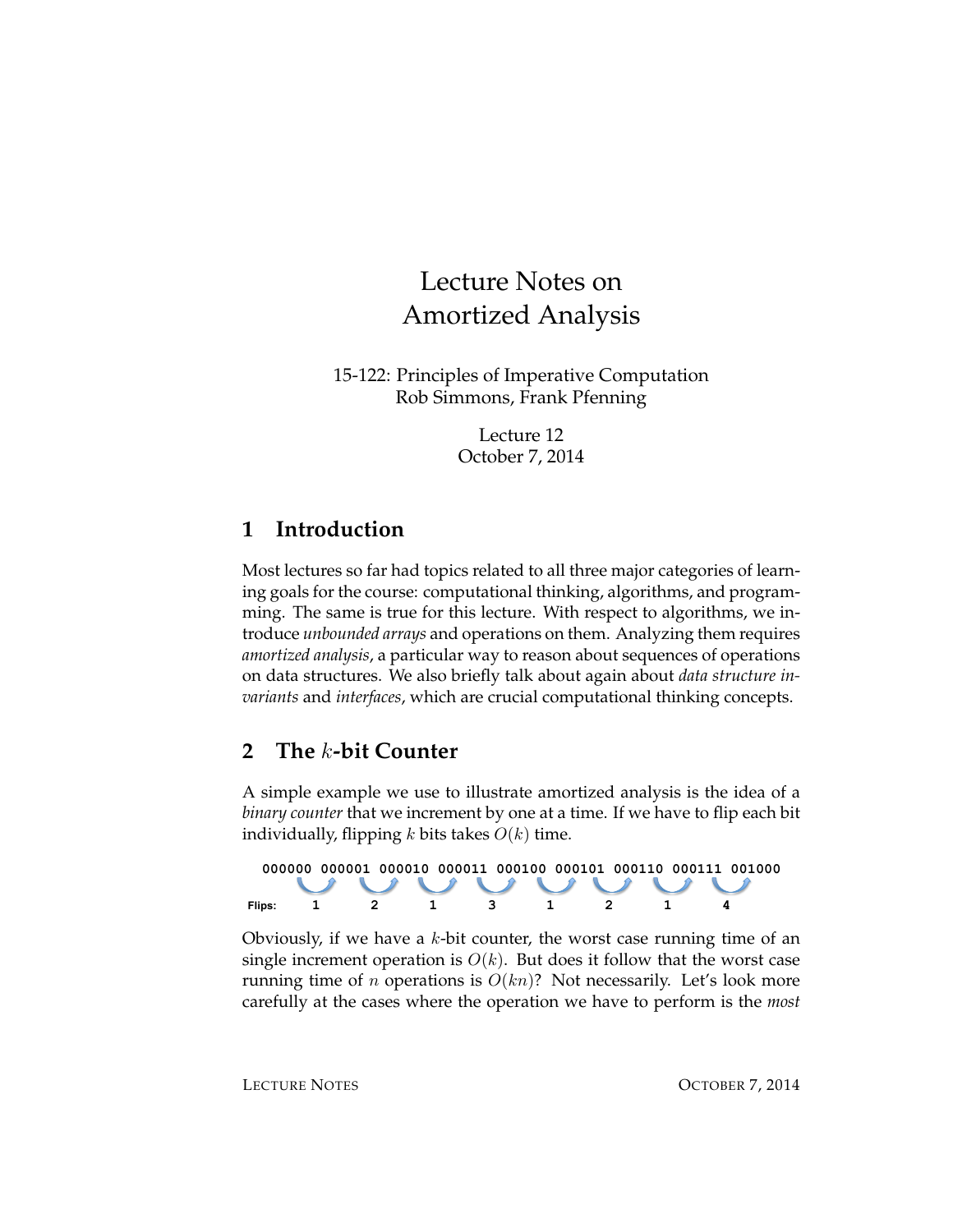# Lecture Notes on Amortized Analysis

15-122: Principles of Imperative Computation
Rob Simmons, Frank Pfenning

Lecture 12
October 7, 2014

## 1 Introduction

Most lectures so far had topics related to all three major categories of learning goals for the course: computational thinking, algorithms, and programming. The same is true for this lecture. With respect to algorithms, we introduce *unbounded arrays* and operations on them. Analyzing them requires *amortized analysis*, a particular way to reason about sequences of operations on data structures. We also briefly talk about again about *data structure invariants* and *interfaces*, which are crucial computational thinking concepts.

## 2 The $k$-bit Counter

A simple example we use to illustrate amortized analysis is the idea of a *binary counter* that we increment by one at a time. If we have to flip each bit individually, flipping $k$ bits takes $O(k)$ time.

```
       000000 000001 000010 000011 000100 000101 000110 000111 001000
Flips:     1      2      1      3      1      2      1      4
```

Obviously, if we have a $k$-bit counter, the worst case running time of an single increment operation is $O(k)$. But does it follow that the worst case running time of $n$ operations is $O(kn)$? Not necessarily. Let's look more carefully at the cases where the operation we have to perform is the *most*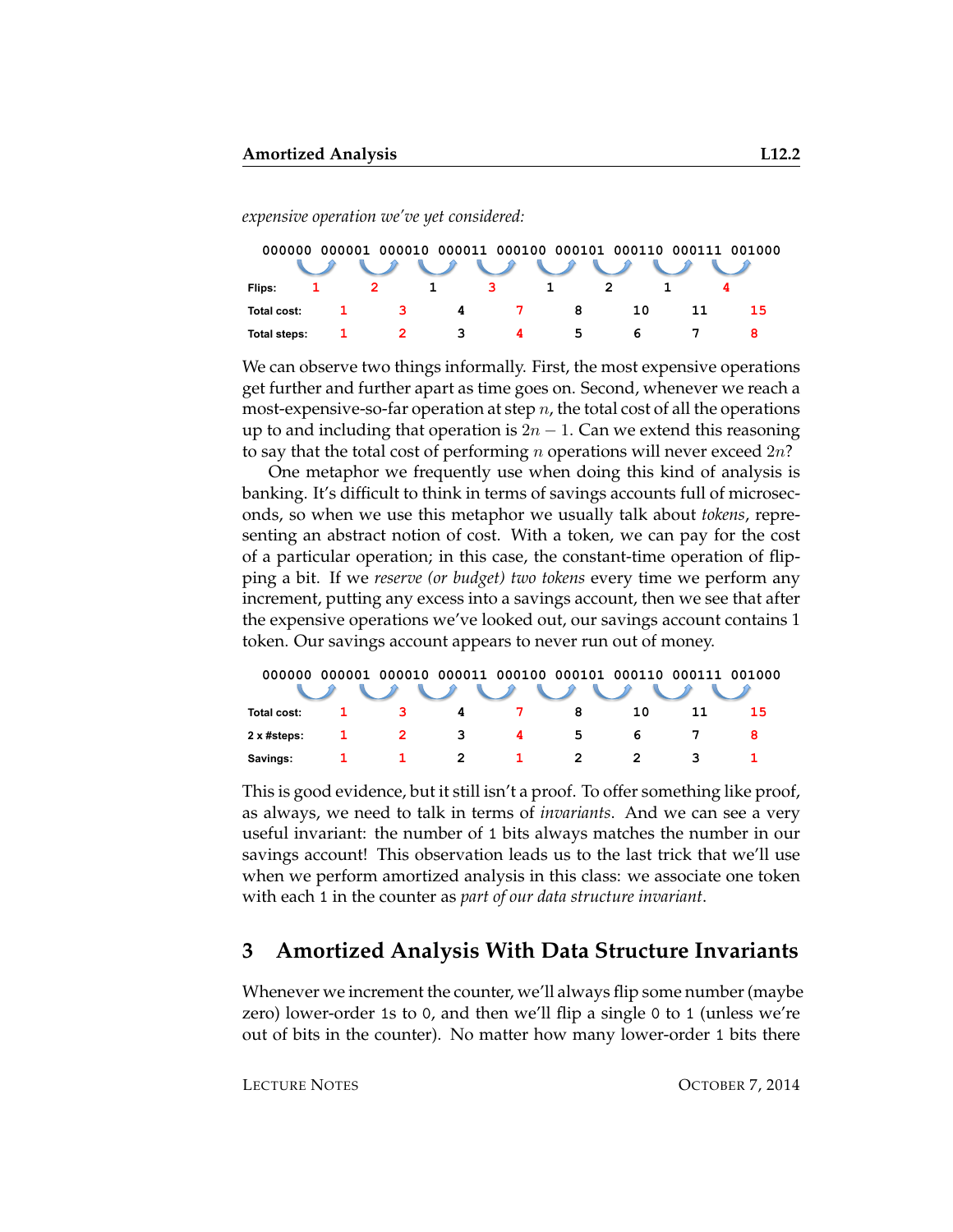*expensive operation we've yet considered:*

| | 000000 → 000001 | 000001 → 000010 | 000010 → 000011 | 000011 → 000100 | 000100 → 000101 | 000101 → 000110 | 000110 → 000111 | 000111 → 001000 |
|---|---|---|---|---|---|---|---|---|
| **Flips:** | 1 | 2 | 1 | 3 | 1 | 2 | 1 | 4 |
| **Total cost:** | 1 | 3 | 4 | 7 | 8 | 10 | 11 | 15 |
| **Total steps:** | 1 | 2 | 3 | 4 | 5 | 6 | 7 | 8 |

We can observe two things informally. First, the most expensive operations get further and further apart as time goes on. Second, whenever we reach a most-expensive-so-far operation at step $n$, the total cost of all the operations up to and including that operation is $2n - 1$. Can we extend this reasoning to say that the total cost of performing $n$ operations will never exceed $2n$?

One metaphor we frequently use when doing this kind of analysis is banking. It's difficult to think in terms of savings accounts full of microseconds, so when we use this metaphor we usually talk about *tokens*, representing an abstract notion of cost. With a token, we can pay for the cost of a particular operation; in this case, the constant-time operation of flipping a bit. If we *reserve (or budget) two tokens* every time we perform any increment, putting any excess into a savings account, then we see that after the expensive operations we've looked out, our savings account contains 1 token. Our savings account appears to never run out of money.

| | 000000 → 000001 | 000001 → 000010 | 000010 → 000011 | 000011 → 000100 | 000100 → 000101 | 000101 → 000110 | 000110 → 000111 | 000111 → 001000 |
|---|---|---|---|---|---|---|---|---|
| **Total cost:** | 1 | 3 | 4 | 7 | 8 | 10 | 11 | 15 |
| **2 x #steps:** | 1 | 2 | 3 | 4 | 5 | 6 | 7 | 8 |
| **Savings:** | 1 | 1 | 2 | 1 | 2 | 2 | 3 | 1 |

This is good evidence, but it still isn't a proof. To offer something like proof, as always, we need to talk in terms of *invariants*. And we can see a very useful invariant: the number of `1` bits always matches the number in our savings account! This observation leads us to the last trick that we'll use when we perform amortized analysis in this class: we associate one token with each `1` in the counter as *part of our data structure invariant*.

## 3 Amortized Analysis With Data Structure Invariants

Whenever we increment the counter, we'll always flip some number (maybe zero) lower-order `1`s to `0`, and then we'll flip a single `0` to `1` (unless we're out of bits in the counter). No matter how many lower-order `1` bits there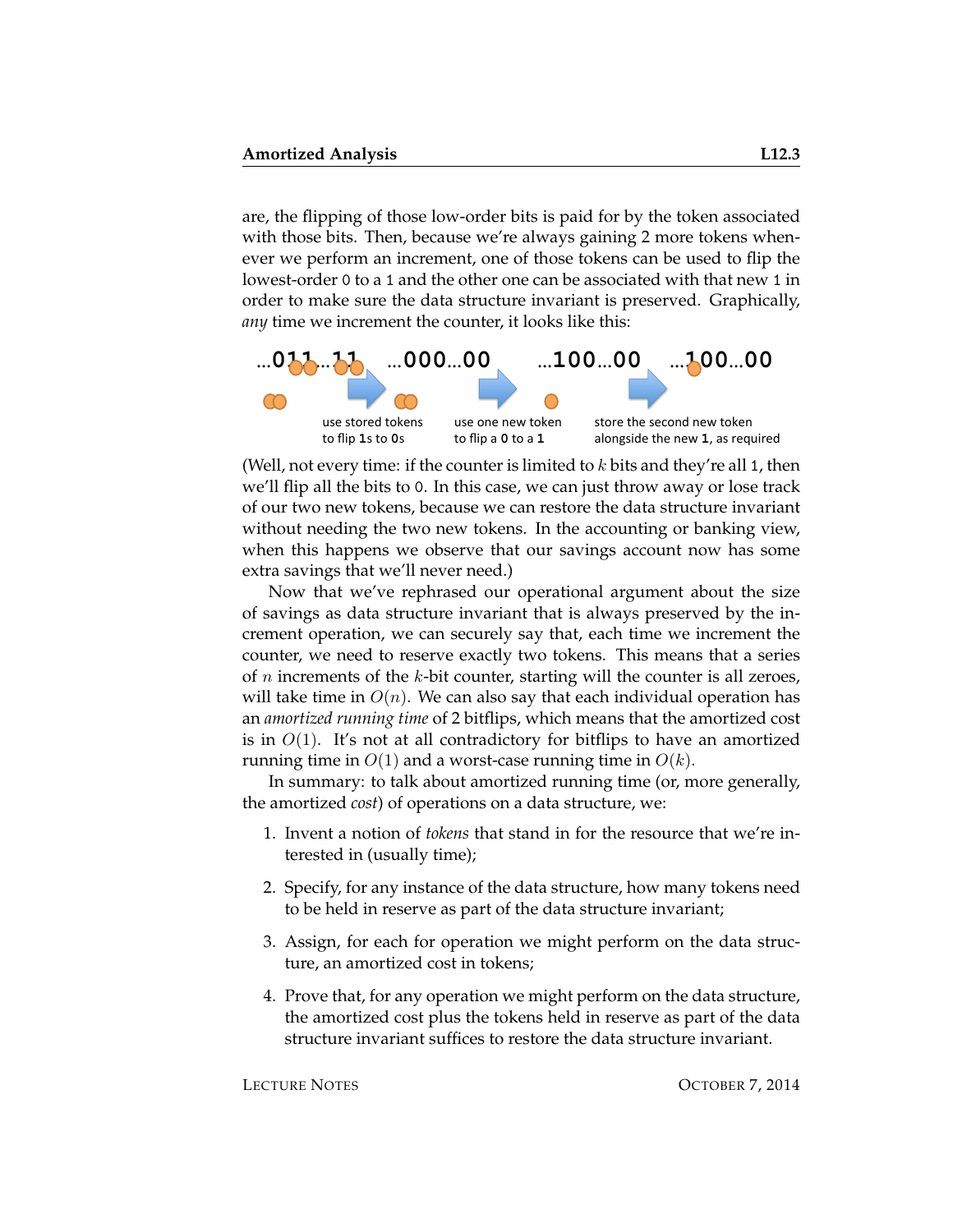are, the flipping of those low-order bits is paid for by the token associated with those bits. Then, because we're always gaining 2 more tokens whenever we perform an increment, one of those tokens can be used to flip the lowest-order `0` to a `1` and the other one can be associated with that new `1` in order to make sure the data structure invariant is preserved. Graphically, *any* time we increment the counter, it looks like this:

...011...11 → ...000...00 → ...100...00 → ...100...00

use stored tokens to flip **1**s to **0**s

use one new token to flip a **0** to a **1**

store the second new token alongside the new **1**, as required

(Well, not every time: if the counter is limited to $k$ bits and they're all `1`, then we'll flip all the bits to `0`. In this case, we can just throw away or lose track of our two new tokens, because we can restore the data structure invariant without needing the two new tokens. In the accounting or banking view, when this happens we observe that our savings account now has some extra savings that we'll never need.)

Now that we've rephrased our operational argument about the size of savings as data structure invariant that is always preserved by the increment operation, we can securely say that, each time we increment the counter, we need to reserve exactly two tokens. This means that a series of $n$ increments of the $k$-bit counter, starting will the counter is all zeroes, will take time in $O(n)$. We can also say that each individual operation has an *amortized running time* of 2 bitflips, which means that the amortized cost is in $O(1)$. It's not at all contradictory for bitflips to have an amortized running time in $O(1)$ and a worst-case running time in $O(k)$.

In summary: to talk about amortized running time (or, more generally, the amortized *cost*) of operations on a data structure, we:

1. Invent a notion of *tokens* that stand in for the resource that we're interested in (usually time);
2. Specify, for any instance of the data structure, how many tokens need to be held in reserve as part of the data structure invariant;
3. Assign, for each for operation we might perform on the data structure, an amortized cost in tokens;
4. Prove that, for any operation we might perform on the data structure, the amortized cost plus the tokens held in reserve as part of the data structure invariant suffices to restore the data structure invariant.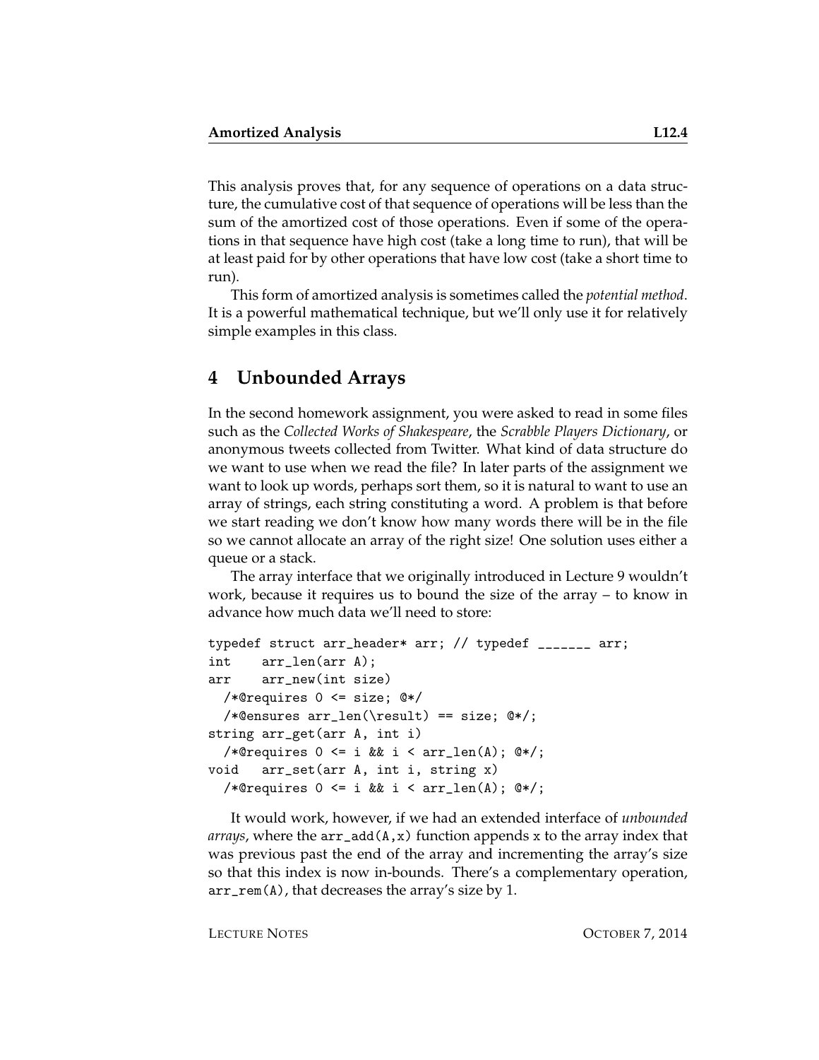This analysis proves that, for any sequence of operations on a data structure, the cumulative cost of that sequence of operations will be less than the sum of the amortized cost of those operations. Even if some of the operations in that sequence have high cost (take a long time to run), that will be at least paid for by other operations that have low cost (take a short time to run).

This form of amortized analysis is sometimes called the *potential method*. It is a powerful mathematical technique, but we'll only use it for relatively simple examples in this class.

## 4 Unbounded Arrays

In the second homework assignment, you were asked to read in some files such as the *Collected Works of Shakespeare*, the *Scrabble Players Dictionary*, or anonymous tweets collected from Twitter. What kind of data structure do we want to use when we read the file? In later parts of the assignment we want to look up words, perhaps sort them, so it is natural to want to use an array of strings, each string constituting a word. A problem is that before we start reading we don't know how many words there will be in the file so we cannot allocate an array of the right size! One solution uses either a queue or a stack.

The array interface that we originally introduced in Lecture 9 wouldn't work, because it requires us to bound the size of the array – to know in advance how much data we'll need to store:

```
typedef struct arr_header* arr; // typedef _______ arr;
int    arr_len(arr A);
arr    arr_new(int size)
  /*@requires 0 <= size; @*/
  /*@ensures arr_len(\result) == size; @*/;
string arr_get(arr A, int i)
  /*@requires 0 <= i && i < arr_len(A); @*/;
void   arr_set(arr A, int i, string x)
  /*@requires 0 <= i && i < arr_len(A); @*/;
```

It would work, however, if we had an extended interface of *unbounded arrays*, where the `arr_add(A,x)` function appends `x` to the array index that was previous past the end of the array and incrementing the array's size so that this index is now in-bounds. There's a complementary operation, `arr_rem(A)`, that decreases the array's size by 1.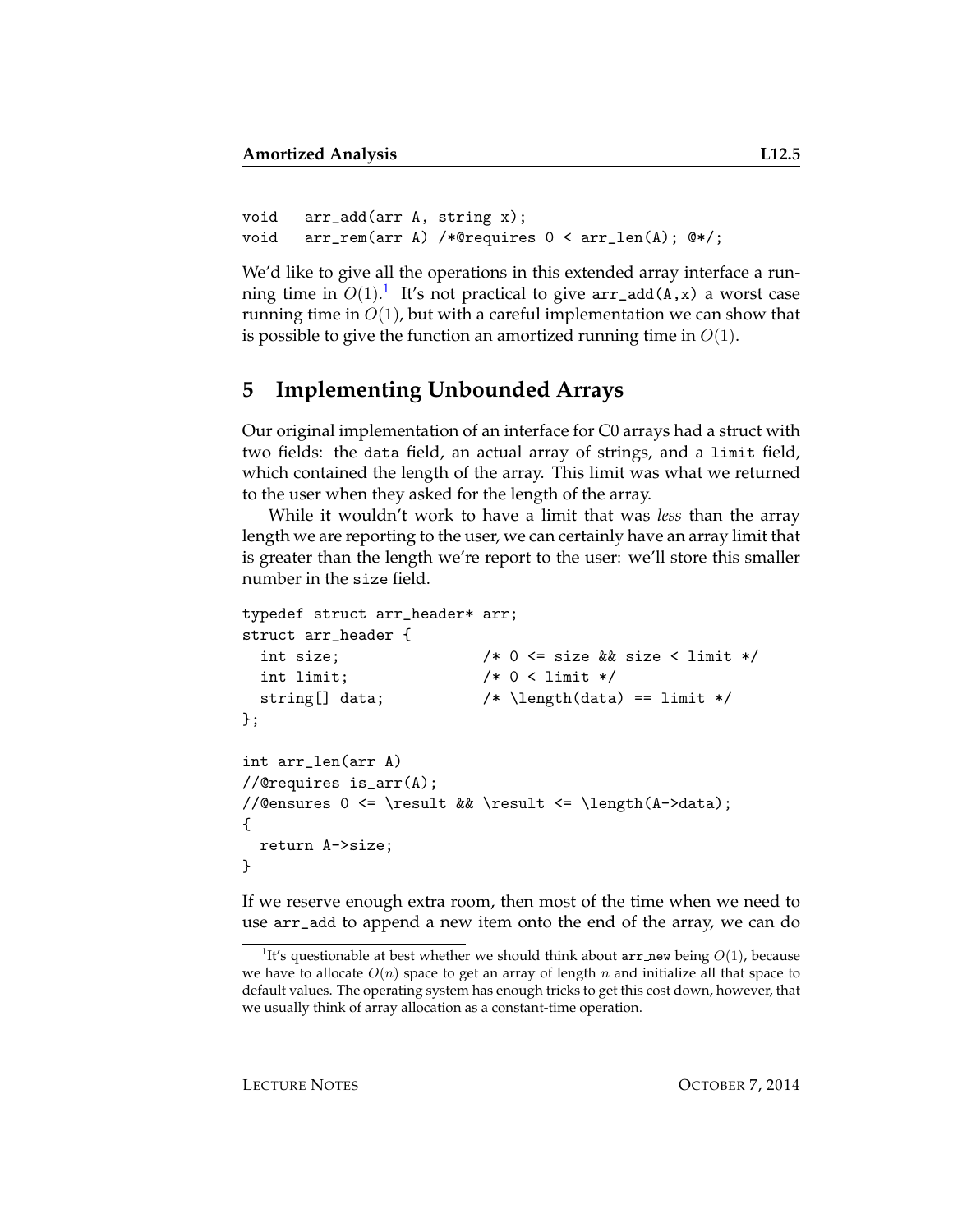```
void   arr_add(arr A, string x);
void   arr_rem(arr A) /*@requires 0 < arr_len(A); @*/;
```

We'd like to give all the operations in this extended array interface a running time in $O(1)$.[1] It's not practical to give `arr_add(A,x)` a worst case running time in $O(1)$, but with a careful implementation we can show that is possible to give the function an amortized running time in $O(1)$.

## 5 Implementing Unbounded Arrays

Our original implementation of an interface for C0 arrays had a struct with two fields: the `data` field, an actual array of strings, and a `limit` field, which contained the length of the array. This limit was what we returned to the user when they asked for the length of the array.

While it wouldn't work to have a limit that was *less* than the array length we are reporting to the user, we can certainly have an array limit that is greater than the length we're report to the user: we'll store this smaller number in the `size` field.

```
typedef struct arr_header* arr;
struct arr_header {
  int size;               /* 0 <= size && size < limit */
  int limit;              /* 0 < limit */
  string[] data;          /* \length(data) == limit */
};

int arr_len(arr A)
//@requires is_arr(A);
//@ensures 0 <= \result && \result <= \length(A->data);
{
  return A->size;
}
```

If we reserve enough extra room, then most of the time when we need to use `arr_add` to append a new item onto the end of the array, we can do

[1] It's questionable at best whether we should think about `arr_new` being $O(1)$, because we have to allocate $O(n)$ space to get an array of length $n$ and initialize all that space to default values. The operating system has enough tricks to get this cost down, however, that we usually think of array allocation as a constant-time operation.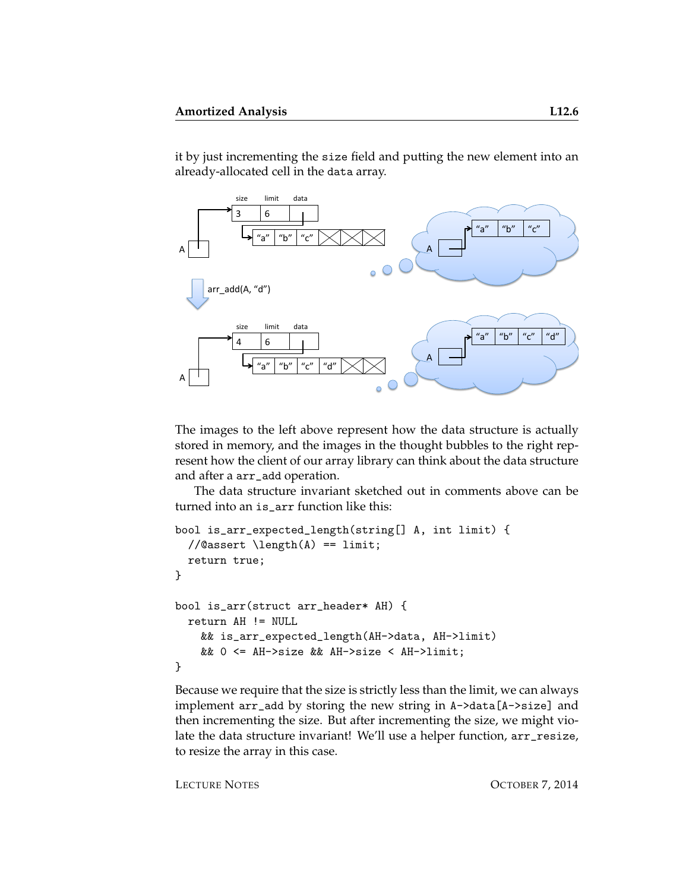it by just incrementing the size field and putting the new element into an already-allocated cell in the data array.

The images to the left above represent how the data structure is actually stored in memory, and the images in the thought bubbles to the right represent how the client of our array library can think about the data structure and after a arr_add operation.

The data structure invariant sketched out in comments above can be turned into an is_arr function like this:

```
bool is_arr_expected_length(string[] A, int limit) {
  //@assert \length(A) == limit;
  return true;
}

bool is_arr(struct arr_header* AH) {
  return AH != NULL
    && is_arr_expected_length(AH->data, AH->limit)
    && 0 <= AH->size && AH->size < AH->limit;
}
```

Because we require that the size is strictly less than the limit, we can always implement arr_add by storing the new string in A->data[A->size] and then incrementing the size. But after incrementing the size, we might violate the data structure invariant! We'll use a helper function, arr_resize, to resize the array in this case.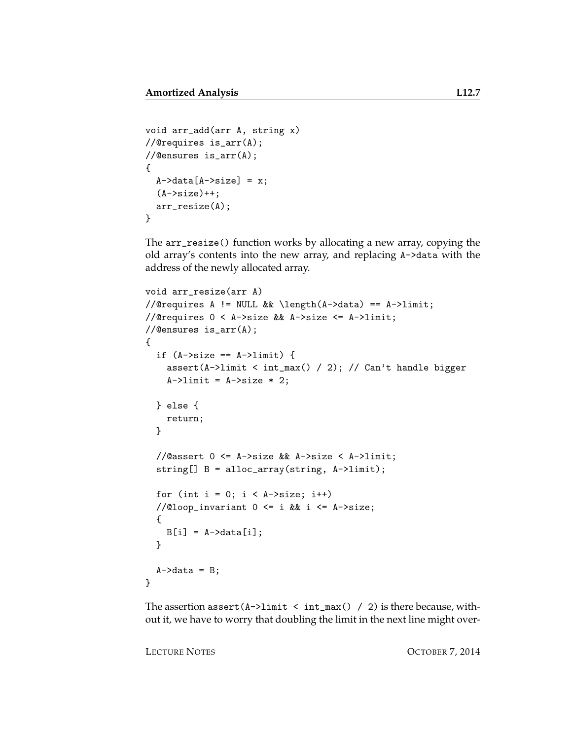```
void arr_add(arr A, string x)
//@requires is_arr(A);
//@ensures is_arr(A);
{
  A->data[A->size] = x;
  (A->size)++;
  arr_resize(A);
}
```

The `arr_resize()` function works by allocating a new array, copying the old array's contents into the new array, and replacing `A->data` with the address of the newly allocated array.

```
void arr_resize(arr A)
//@requires A != NULL && \length(A->data) == A->limit;
//@requires 0 < A->size && A->size <= A->limit;
//@ensures is_arr(A);
{
  if (A->size == A->limit) {
    assert(A->limit < int_max() / 2); // Can't handle bigger
    A->limit = A->size * 2;

  } else {
    return;
  }

  //@assert 0 <= A->size && A->size < A->limit;
  string[] B = alloc_array(string, A->limit);

  for (int i = 0; i < A->size; i++)
  //@loop_invariant 0 <= i && i <= A->size;
  {
    B[i] = A->data[i];
  }

  A->data = B;
}
```

The assertion `assert(A->limit < int_max() / 2)` is there because, without it, we have to worry that doubling the limit in the next line might over-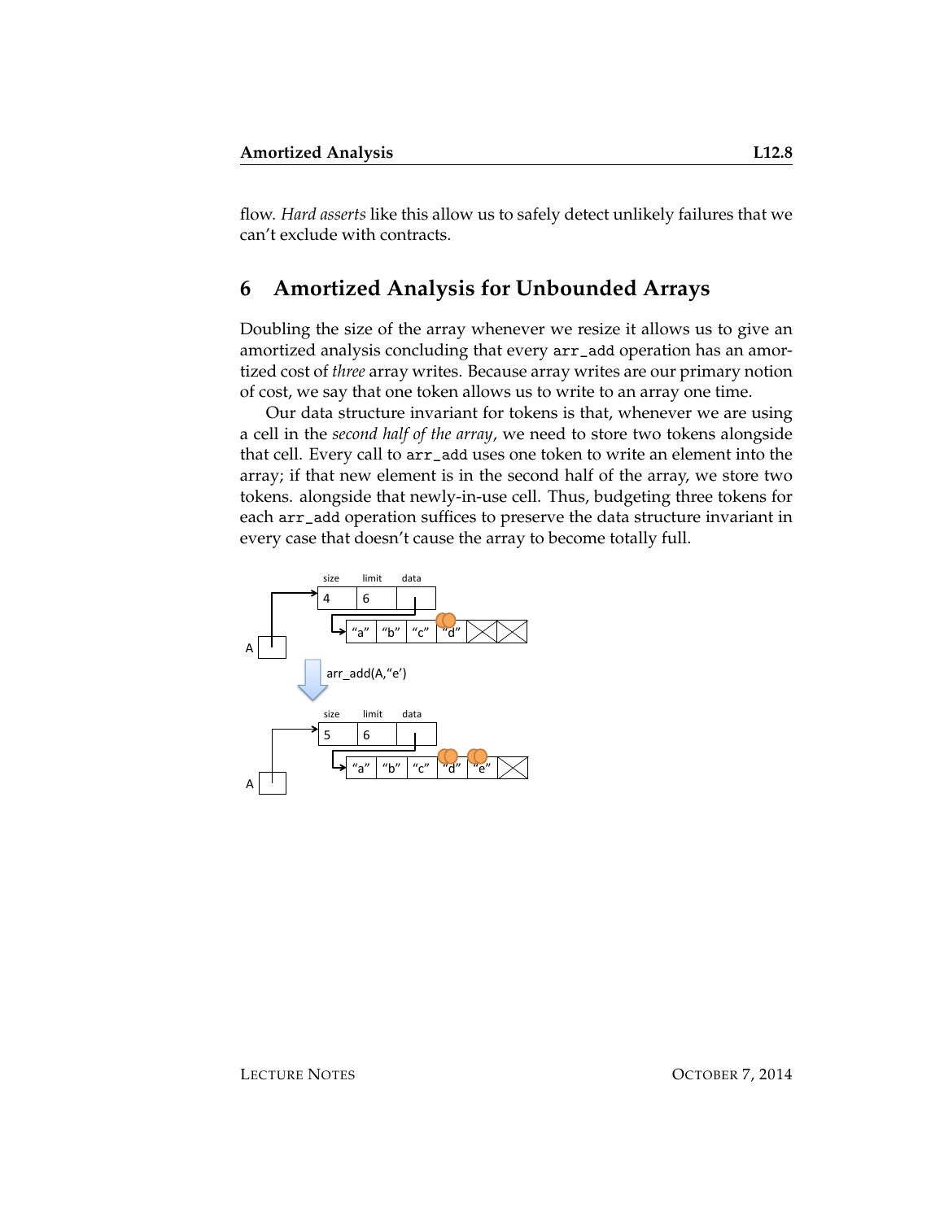flow. *Hard asserts* like this allow us to safely detect unlikely failures that we can't exclude with contracts.

## 6 Amortized Analysis for Unbounded Arrays

Doubling the size of the array whenever we resize it allows us to give an amortized analysis concluding that every `arr_add` operation has an amortized cost of *three* array writes. Because array writes are our primary notion of cost, we say that one token allows us to write to an array one time.

Our data structure invariant for tokens is that, whenever we are using a cell in the *second half of the array*, we need to store two tokens alongside that cell. Every call to `arr_add` uses one token to write an element into the array; if that new element is in the second half of the array, we store two tokens. alongside that newly-in-use cell. Thus, budgeting three tokens for each `arr_add` operation suffices to preserve the data structure invariant in every case that doesn't cause the array to become totally full.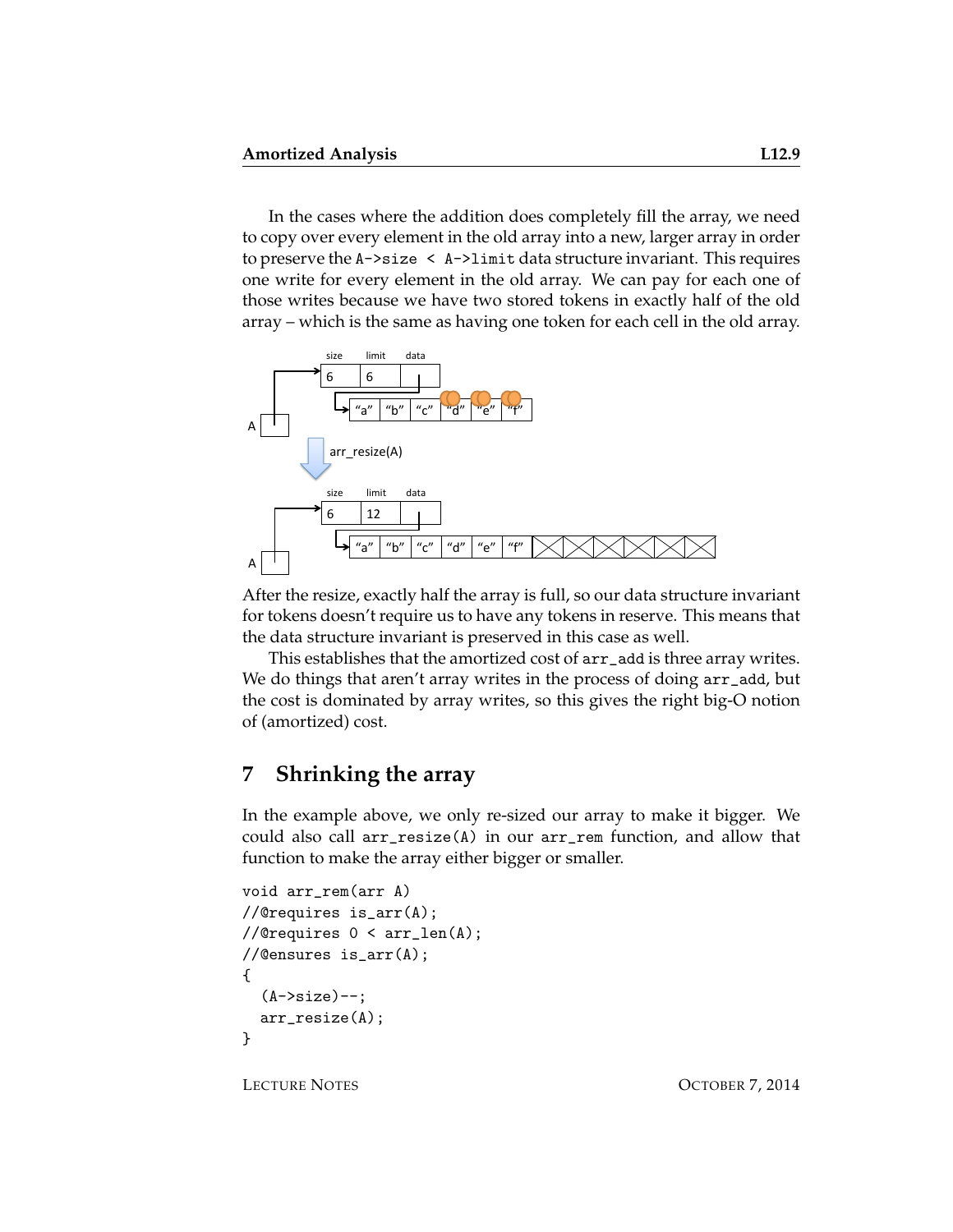In the cases where the addition does completely fill the array, we need to copy over every element in the old array into a new, larger array in order to preserve the `A->size < A->limit` data structure invariant. This requires one write for every element in the old array. We can pay for each one of those writes because we have two stored tokens in exactly half of the old array – which is the same as having one token for each cell in the old array.

After the resize, exactly half the array is full, so our data structure invariant for tokens doesn't require us to have any tokens in reserve. This means that the data structure invariant is preserved in this case as well.

This establishes that the amortized cost of `arr_add` is three array writes. We do things that aren't array writes in the process of doing `arr_add`, but the cost is dominated by array writes, so this gives the right big-O notion of (amortized) cost.

## 7 Shrinking the array

In the example above, we only re-sized our array to make it bigger. We could also call `arr_resize(A)` in our `arr_rem` function, and allow that function to make the array either bigger or smaller.

```
void arr_rem(arr A)
//@requires is_arr(A);
//@requires 0 < arr_len(A);
//@ensures is_arr(A);
{
  (A->size)--;
  arr_resize(A);
}
```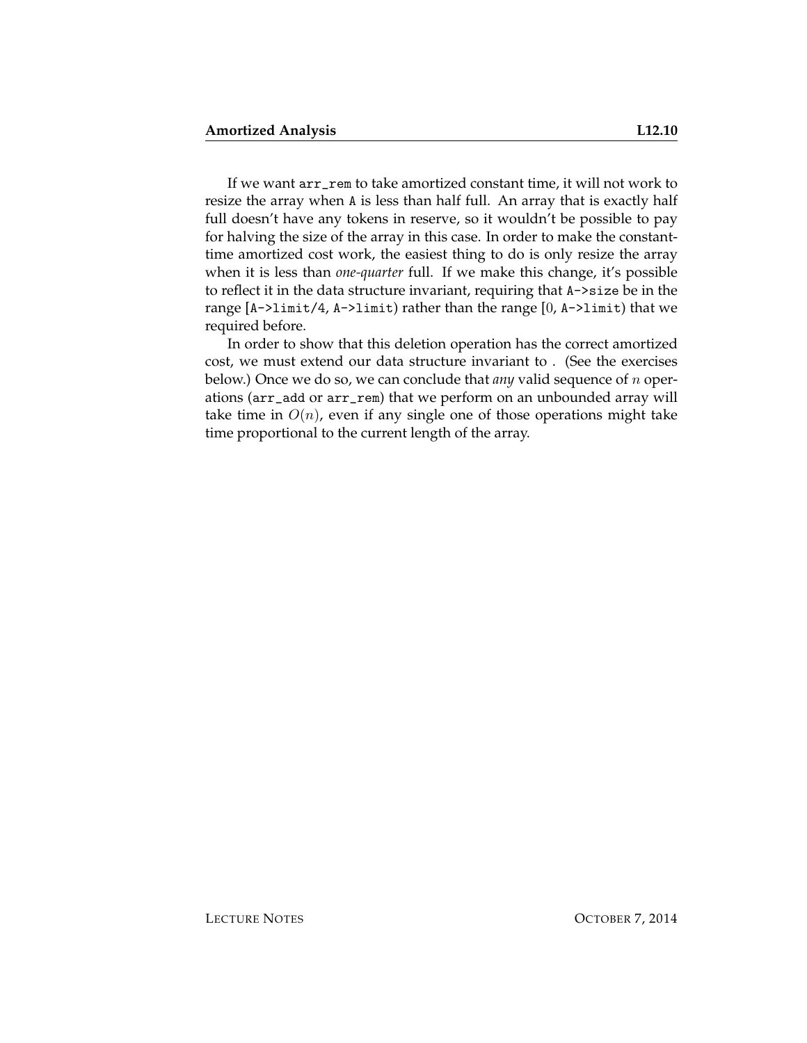If we want `arr_rem` to take amortized constant time, it will not work to resize the array when `A` is less than half full. An array that is exactly half full doesn't have any tokens in reserve, so it wouldn't be possible to pay for halving the size of the array in this case. In order to make the constant-time amortized cost work, the easiest thing to do is only resize the array when it is less than *one-quarter* full. If we make this change, it's possible to reflect it in the data structure invariant, requiring that `A->size` be in the range [`A->limit/4`, `A->limit`) rather than the range [$0$, `A->limit`) that we required before.

In order to show that this deletion operation has the correct amortized cost, we must extend our data structure invariant to . (See the exercises below.) Once we do so, we can conclude that *any* valid sequence of $n$ operations (`arr_add` or `arr_rem`) that we perform on an unbounded array will take time in $O(n)$, even if any single one of those operations might take time proportional to the current length of the array.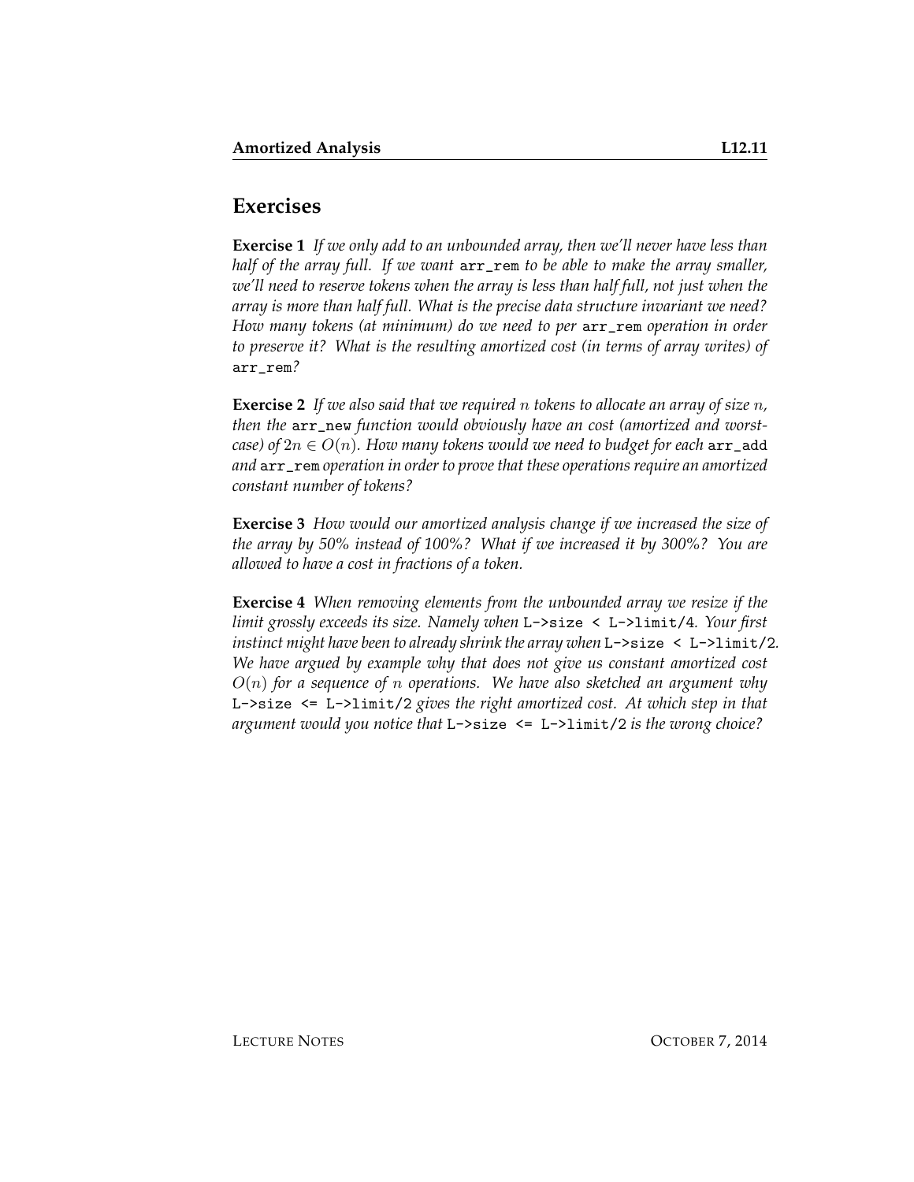## Exercises

**Exercise 1** *If we only add to an unbounded array, then we'll never have less than half of the array full. If we want* `arr_rem` *to be able to make the array smaller, we'll need to reserve tokens when the array is less than half full, not just when the array is more than half full. What is the precise data structure invariant we need? How many tokens (at minimum) do we need to per* `arr_rem` *operation in order to preserve it? What is the resulting amortized cost (in terms of array writes) of* `arr_rem`*?*

**Exercise 2** *If we also said that we required $n$ tokens to allocate an array of size $n$, then the* `arr_new` *function would obviously have an cost (amortized and worst-case) of $2n \in O(n)$. How many tokens would we need to budget for each* `arr_add` *and* `arr_rem` *operation in order to prove that these operations require an amortized constant number of tokens?*

**Exercise 3** *How would our amortized analysis change if we increased the size of the array by 50% instead of 100%? What if we increased it by 300%? You are allowed to have a cost in fractions of a token.*

**Exercise 4** *When removing elements from the unbounded array we resize if the limit grossly exceeds its size. Namely when* `L->size < L->limit/4`*. Your first instinct might have been to already shrink the array when* `L->size < L->limit/2`*. We have argued by example why that does not give us constant amortized cost $O(n)$ for a sequence of $n$ operations. We have also sketched an argument why* `L->size <= L->limit/2` *gives the right amortized cost. At which step in that argument would you notice that* `L->size <= L->limit/2` *is the wrong choice?*